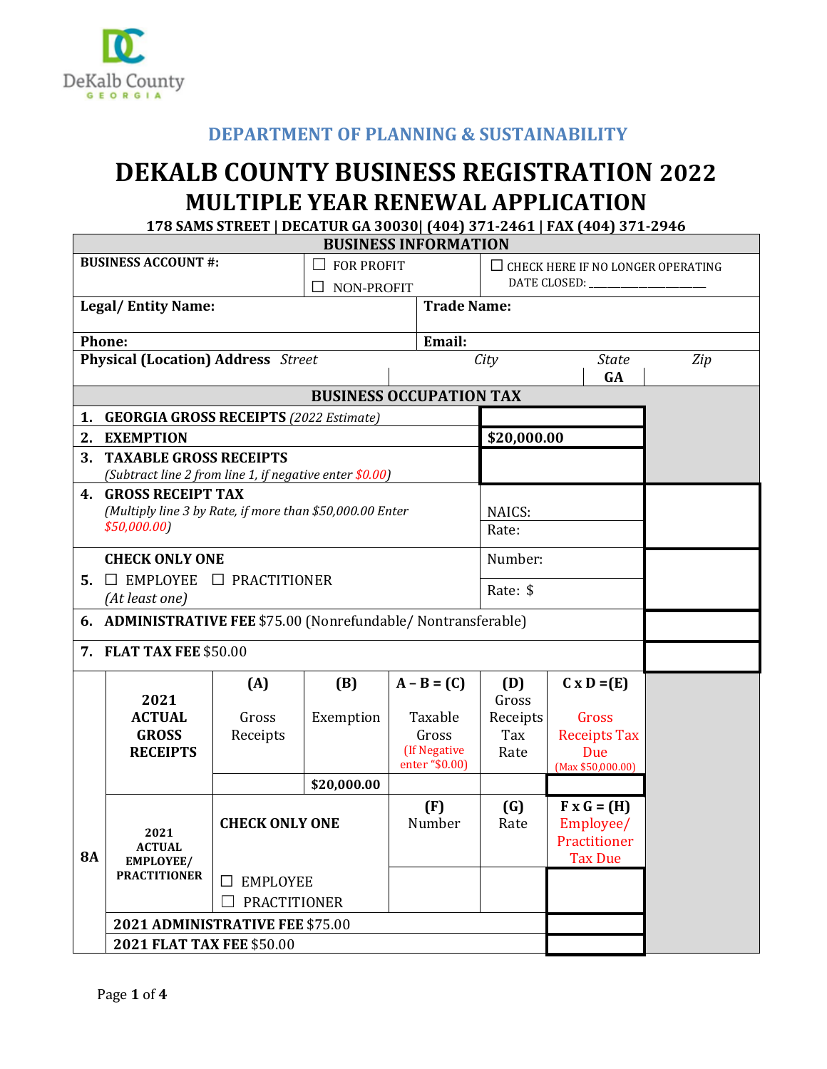DeKalb County GEORGIA

## DEPARTMENT OF PLANNING & SUSTAINABILITY

# DEKALB COUNTY BUSINESS REGISTRATION 2022
# MULTIPLE YEAR RENEWAL APPLICATION

**178 SAMS STREET | DECATUR GA 30030| (404) 371-2461 | FAX (404) 371-2946**

| BUSINESS INFORMATION | | |
|---|---|---|
| **BUSINESS ACCOUNT #:** | ☐ FOR PROFIT<br>☐ NON-PROFIT | ☐ CHECK HERE IF NO LONGER OPERATING<br>DATE CLOSED: ___________________ |
| **Legal/ Entity Name:** | **Trade Name:** | |
| **Phone:** | **Email:** | |
| **Physical (Location) Address** *Street* | *City* | *State* **GA** *Zip* |

| BUSINESS OCCUPATION TAX | | |
|---|---|---|
| 1. **GEORGIA GROSS RECEIPTS** *(2022 Estimate)* | | |
| 2. **EXEMPTION** | **$20,000.00** | |
| 3. **TAXABLE GROSS RECEIPTS** *(Subtract line 2 from line 1, if negative enter $0.00)* | | |
| 4. **GROSS RECEIPT TAX** *(Multiply line 3 by Rate, if more than $50,000.00 Enter $50,000.00)* | NAICS:<br>Rate: | |
| 5. **CHECK ONLY ONE** ☐ EMPLOYEE ☐ PRACTITIONER *(At least one)* | Number:<br>Rate: $ | |
| 6. **ADMINISTRATIVE FEE** $75.00 (Nonrefundable/ Nontransferable) | | |
| 7. **FLAT TAX FEE** $50.00 | | |

| 8A | | (A) | (B) | A – B = (C) | (D) | C x D =(E) |
|---|---|---|---|---|---|---|
| | **2021 ACTUAL GROSS RECEIPTS** | Gross Receipts | Exemption | Taxable Gross (If Negative enter "$0.00) | Gross Receipts Tax Rate | Gross Receipts Tax Due (Max $50,000.00) |
| | | | **$20,000.00** | | | |
| | **2021 ACTUAL EMPLOYEE/ PRACTITIONER** | **CHECK ONLY ONE**<br>☐ EMPLOYEE<br>☐ PRACTITIONER | | (F) Number | (G) Rate | F x G = (H) Employee/ Practitioner Tax Due |
| | **2021 ADMINISTRATIVE FEE** $75.00 | | | | | |
| | **2021 FLAT TAX FEE** $50.00 | | | | | |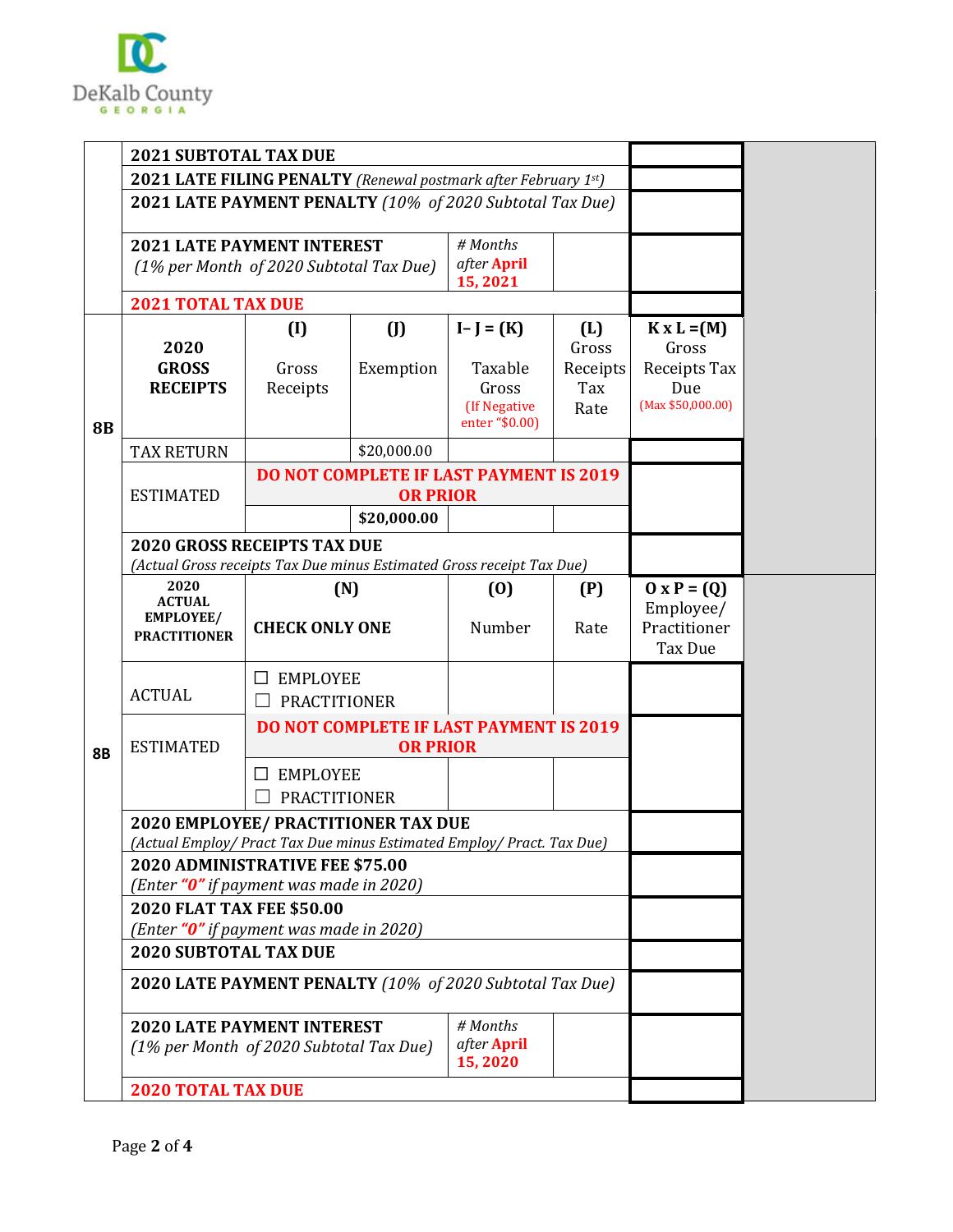| | | | | | | | |
|---|---|---|---|---|---|---|---|
| | **2021 SUBTOTAL TAX DUE** | | | | | | |
| | **2021 LATE FILING PENALTY** *(Renewal postmark after February 1st)* | | | | | | |
| | **2021 LATE PAYMENT PENALTY** *(10% of 2020 Subtotal Tax Due)* | | | | | | |
| | **2021 LATE PAYMENT INTEREST** *(1% per Month of 2020 Subtotal Tax Due)* | | | *# Months after* **April 15, 2021** | | | |
| | **2021 TOTAL TAX DUE** | | | | | | |
| **8B** | **2020 GROSS RECEIPTS** | **(I)** Gross Receipts | **(J)** Exemption | **I – J = (K)** Taxable Gross (If Negative enter "$0.00) | **(L)** Gross Receipts Tax Rate | **K x L =(M)** Gross Receipts Tax Due (Max $50,000.00) | |
| | TAX RETURN | | $20,000.00 | | | | |
| | ESTIMATED | **DO NOT COMPLETE IF LAST PAYMENT IS 2019 OR PRIOR** | | | | | |
| | | | **$20,000.00** | | | | |
| | **2020 GROSS RECEIPTS TAX DUE** *(Actual Gross receipts Tax Due minus Estimated Gross receipt Tax Due)* | | | | | | |
| **8B** | **2020 ACTUAL EMPLOYEE/ PRACTITIONER** | **(N)** **CHECK ONLY ONE** | | **(O)** Number | **(P)** Rate | **O x P = (Q)** Employee/ Practitioner Tax Due | |
| | ACTUAL | ☐ EMPLOYEE ☐ PRACTITIONER | | | | | |
| | ESTIMATED | **DO NOT COMPLETE IF LAST PAYMENT IS 2019 OR PRIOR** | | | | | |
| | | ☐ EMPLOYEE ☐ PRACTITIONER | | | | | |
| | **2020 EMPLOYEE/ PRACTITIONER TAX DUE** *(Actual Employ/ Pract Tax Due minus Estimated Employ/ Pract. Tax Due)* | | | | | | |
| | **2020 ADMINISTRATIVE FEE $75.00** *(Enter "0" if payment was made in 2020)* | | | | | | |
| | **2020 FLAT TAX FEE $50.00** *(Enter "0" if payment was made in 2020)* | | | | | | |
| | **2020 SUBTOTAL TAX DUE** | | | | | | |
| | **2020 LATE PAYMENT PENALTY** *(10% of 2020 Subtotal Tax Due)* | | | | | | |
| | **2020 LATE PAYMENT INTEREST** *(1% per Month of 2020 Subtotal Tax Due)* | | | *# Months after* **April 15, 2020** | | | |
| | **2020 TOTAL TAX DUE** | | | | | | |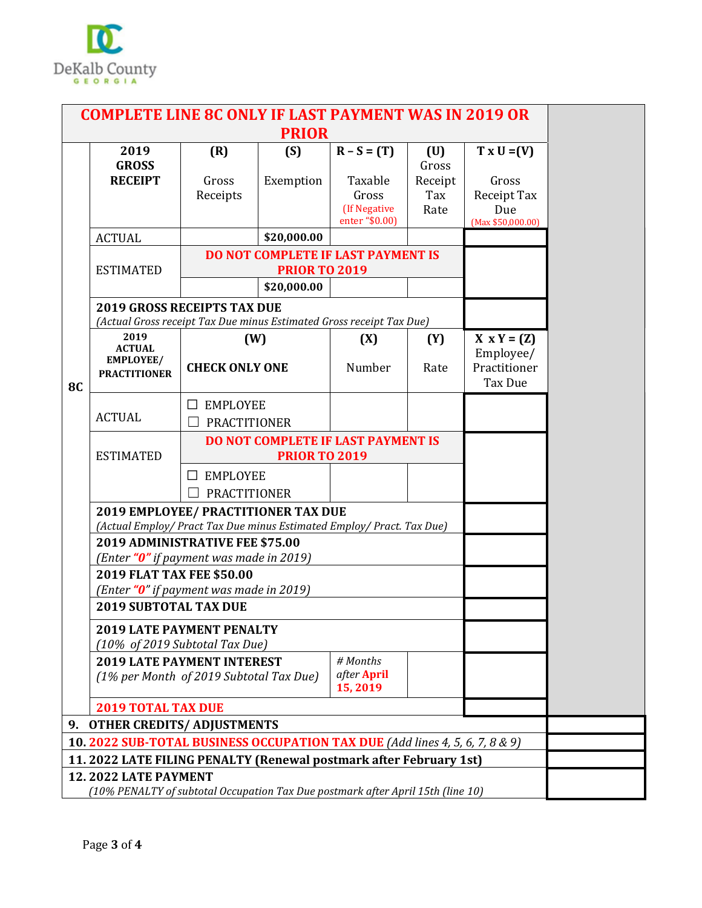| COMPLETE LINE 8C ONLY IF LAST PAYMENT WAS IN 2019 OR PRIOR | | | | | | | |
|---|---|---|---|---|---|---|---|
| | **2019 GROSS RECEIPT** | **(R)** Gross Receipts | **(S)** Exemption | **R – S = (T)** Taxable Gross (If Negative enter "$0.00) | **(U)** Gross Receipt Tax Rate | **T x U =(V)** Gross Receipt Tax Due (Max $50,000.00) | |
| | ACTUAL | | **$20,000.00** | | | | |
| | ESTIMATED | **DO NOT COMPLETE IF LAST PAYMENT IS PRIOR TO 2019** | | | | | |
| | | | **$20,000.00** | | | | |
| | **2019 GROSS RECEIPTS TAX DUE** *(Actual Gross receipt Tax Due minus Estimated Gross receipt Tax Due)* | | | | | | |
| **8C** | **2019 ACTUAL EMPLOYEE/ PRACTITIONER** | **(W)** **CHECK ONLY ONE** | | **(X)** Number | **(Y)** Rate | **X x Y = (Z)** Employee/ Practitioner Tax Due | |
| | ACTUAL | ☐ EMPLOYEE ☐ PRACTITIONER | | | | | |
| | ESTIMATED | **DO NOT COMPLETE IF LAST PAYMENT IS PRIOR TO 2019** | | | | | |
| | | ☐ EMPLOYEE ☐ PRACTITIONER | | | | | |
| | **2019 EMPLOYEE/ PRACTITIONER TAX DUE** *(Actual Employ/ Pract Tax Due minus Estimated Employ/ Pract. Tax Due)* | | | | | | |
| | **2019 ADMINISTRATIVE FEE $75.00** *(Enter "0" if payment was made in 2019)* | | | | | | |
| | **2019 FLAT TAX FEE $50.00** *(Enter "0" if payment was made in 2019)* | | | | | | |
| | **2019 SUBTOTAL TAX DUE** | | | | | | |
| | **2019 LATE PAYMENT PENALTY** *(10% of 2019 Subtotal Tax Due)* | | | | | | |
| | **2019 LATE PAYMENT INTEREST** *(1% per Month of 2019 Subtotal Tax Due)* | | | *# Months after* **April 15, 2019** | | | |
| | **2019 TOTAL TAX DUE** | | | | | | |
| **9. OTHER CREDITS/ ADJUSTMENTS** | | | | | | | |
| **10. 2022 SUB-TOTAL BUSINESS OCCUPATION TAX DUE** *(Add lines 4, 5, 6, 7, 8 & 9)* | | | | | | | |
| **11. 2022 LATE FILING PENALTY (Renewal postmark after February 1st)** | | | | | | | |
| **12. 2022 LATE PAYMENT** *(10% PENALTY of subtotal Occupation Tax Due postmark after April 15th (line 10)* | | | | | | | |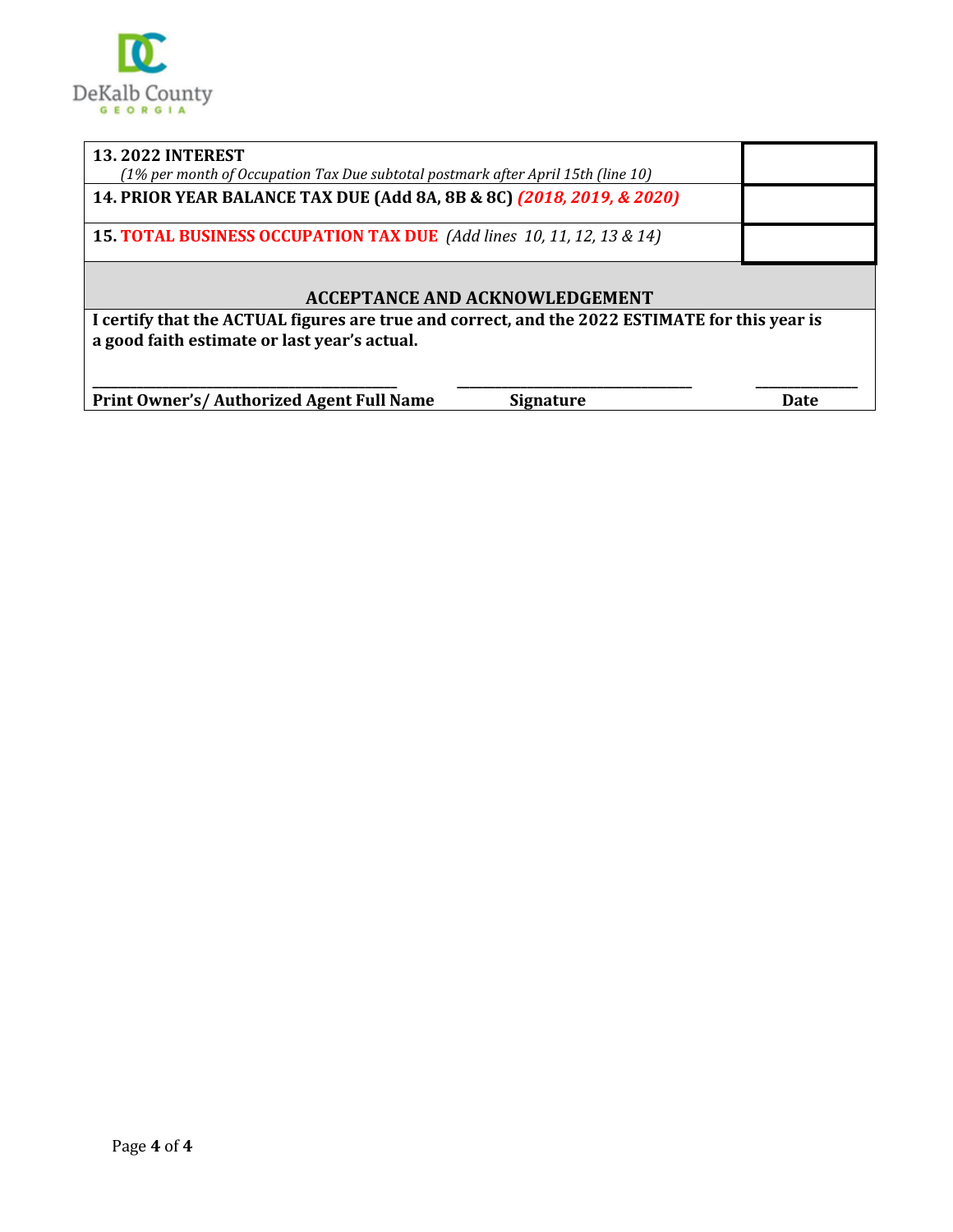DeKalb County GEORGIA

| | |
|---|---|
| **13. 2022 INTEREST** *(1% per month of Occupation Tax Due subtotal postmark after April 15th (line 10)* | |
| **14. PRIOR YEAR BALANCE TAX DUE (Add 8A, 8B & 8C)** ***(2018, 2019, & 2020)*** | |
| **15. TOTAL BUSINESS OCCUPATION TAX DUE** *(Add lines 10, 11, 12, 13 & 14)* | |

## ACCEPTANCE AND ACKNOWLEDGEMENT

**I certify that the ACTUAL figures are true and correct, and the 2022 ESTIMATE for this year is a good faith estimate or last year's actual.**

| | | |
|---|---|---|
| ______________________________ | ______________________________ | ____________ |
| **Print Owner's/ Authorized Agent Full Name** | **Signature** | **Date** |